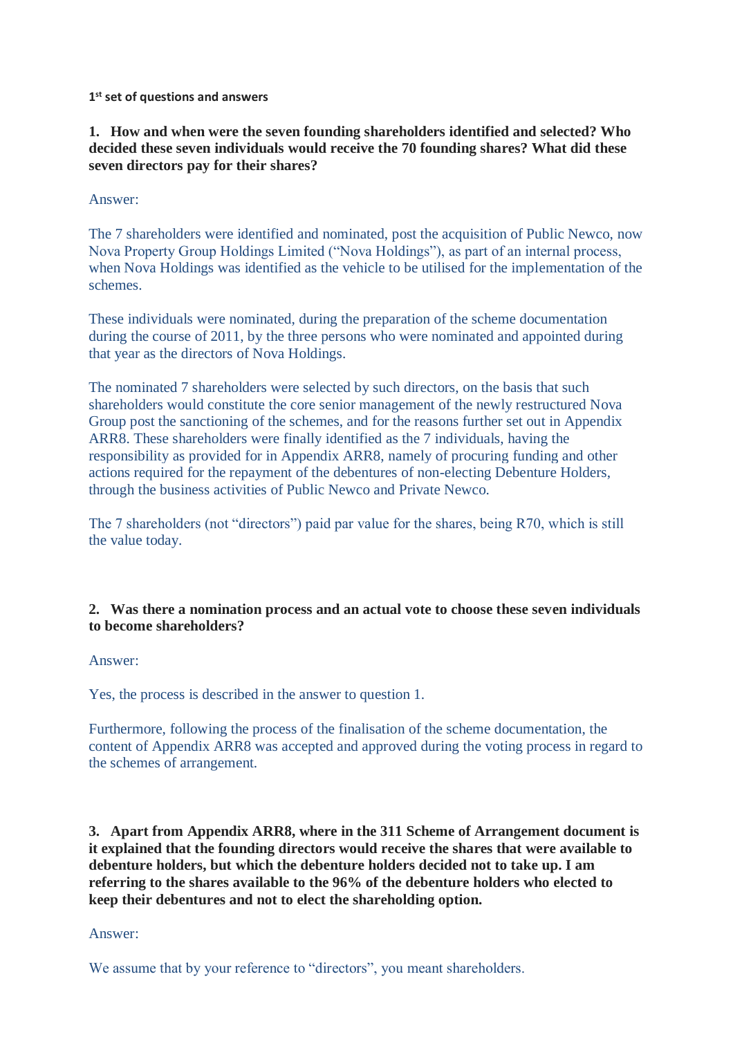**1st set of questions and answers**

**1. How and when were the seven founding shareholders identified and selected? Who decided these seven individuals would receive the 70 founding shares? What did these seven directors pay for their shares?**

Answer:

The 7 shareholders were identified and nominated, post the acquisition of Public Newco, now Nova Property Group Holdings Limited ("Nova Holdings"), as part of an internal process, when Nova Holdings was identified as the vehicle to be utilised for the implementation of the schemes.

These individuals were nominated, during the preparation of the scheme documentation during the course of 2011, by the three persons who were nominated and appointed during that year as the directors of Nova Holdings.

The nominated 7 shareholders were selected by such directors, on the basis that such shareholders would constitute the core senior management of the newly restructured Nova Group post the sanctioning of the schemes, and for the reasons further set out in Appendix ARR8. These shareholders were finally identified as the 7 individuals, having the responsibility as provided for in Appendix ARR8, namely of procuring funding and other actions required for the repayment of the debentures of non-electing Debenture Holders, through the business activities of Public Newco and Private Newco.

The 7 shareholders (not "directors") paid par value for the shares, being R70, which is still the value today.

**2. Was there a nomination process and an actual vote to choose these seven individuals to become shareholders?**

Answer:

Yes, the process is described in the answer to question 1.

Furthermore, following the process of the finalisation of the scheme documentation, the content of Appendix ARR8 was accepted and approved during the voting process in regard to the schemes of arrangement.

**3. Apart from Appendix ARR8, where in the 311 Scheme of Arrangement document is it explained that the founding directors would receive the shares that were available to debenture holders, but which the debenture holders decided not to take up. I am referring to the shares available to the 96% of the debenture holders who elected to keep their debentures and not to elect the shareholding option.**

Answer:

We assume that by your reference to "directors", you meant shareholders.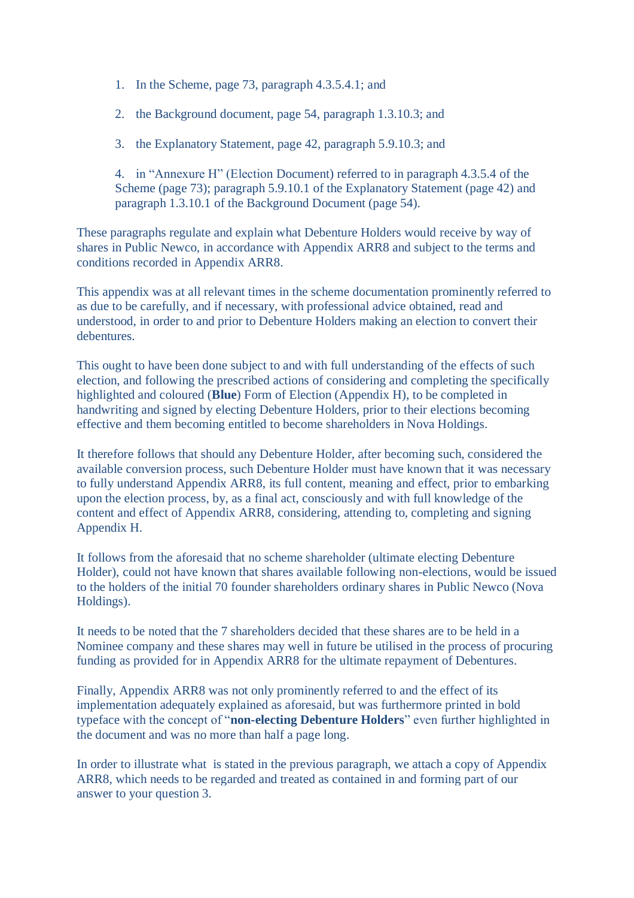1. In the Scheme, page 73, paragraph 4.3.5.4.1; and

2. the Background document, page 54, paragraph 1.3.10.3; and

3. the Explanatory Statement, page 42, paragraph 5.9.10.3; and

4. in "Annexure H" (Election Document) referred to in paragraph 4.3.5.4 of the Scheme (page 73); paragraph 5.9.10.1 of the Explanatory Statement (page 42) and paragraph 1.3.10.1 of the Background Document (page 54).

These paragraphs regulate and explain what Debenture Holders would receive by way of shares in Public Newco, in accordance with Appendix ARR8 and subject to the terms and conditions recorded in Appendix ARR8.

This appendix was at all relevant times in the scheme documentation prominently referred to as due to be carefully, and if necessary, with professional advice obtained, read and understood, in order to and prior to Debenture Holders making an election to convert their debentures.

This ought to have been done subject to and with full understanding of the effects of such election, and following the prescribed actions of considering and completing the specifically highlighted and coloured (**Blue**) Form of Election (Appendix H), to be completed in handwriting and signed by electing Debenture Holders, prior to their elections becoming effective and them becoming entitled to become shareholders in Nova Holdings.

It therefore follows that should any Debenture Holder, after becoming such, considered the available conversion process, such Debenture Holder must have known that it was necessary to fully understand Appendix ARR8, its full content, meaning and effect, prior to embarking upon the election process, by, as a final act, consciously and with full knowledge of the content and effect of Appendix ARR8, considering, attending to, completing and signing Appendix H.

It follows from the aforesaid that no scheme shareholder (ultimate electing Debenture Holder), could not have known that shares available following non-elections, would be issued to the holders of the initial 70 founder shareholders ordinary shares in Public Newco (Nova Holdings).

It needs to be noted that the 7 shareholders decided that these shares are to be held in a Nominee company and these shares may well in future be utilised in the process of procuring funding as provided for in Appendix ARR8 for the ultimate repayment of Debentures.

Finally, Appendix ARR8 was not only prominently referred to and the effect of its implementation adequately explained as aforesaid, but was furthermore printed in bold typeface with the concept of "**non-electing Debenture Holders**" even further highlighted in the document and was no more than half a page long.

In order to illustrate what is stated in the previous paragraph, we attach a copy of Appendix ARR8, which needs to be regarded and treated as contained in and forming part of our answer to your question 3.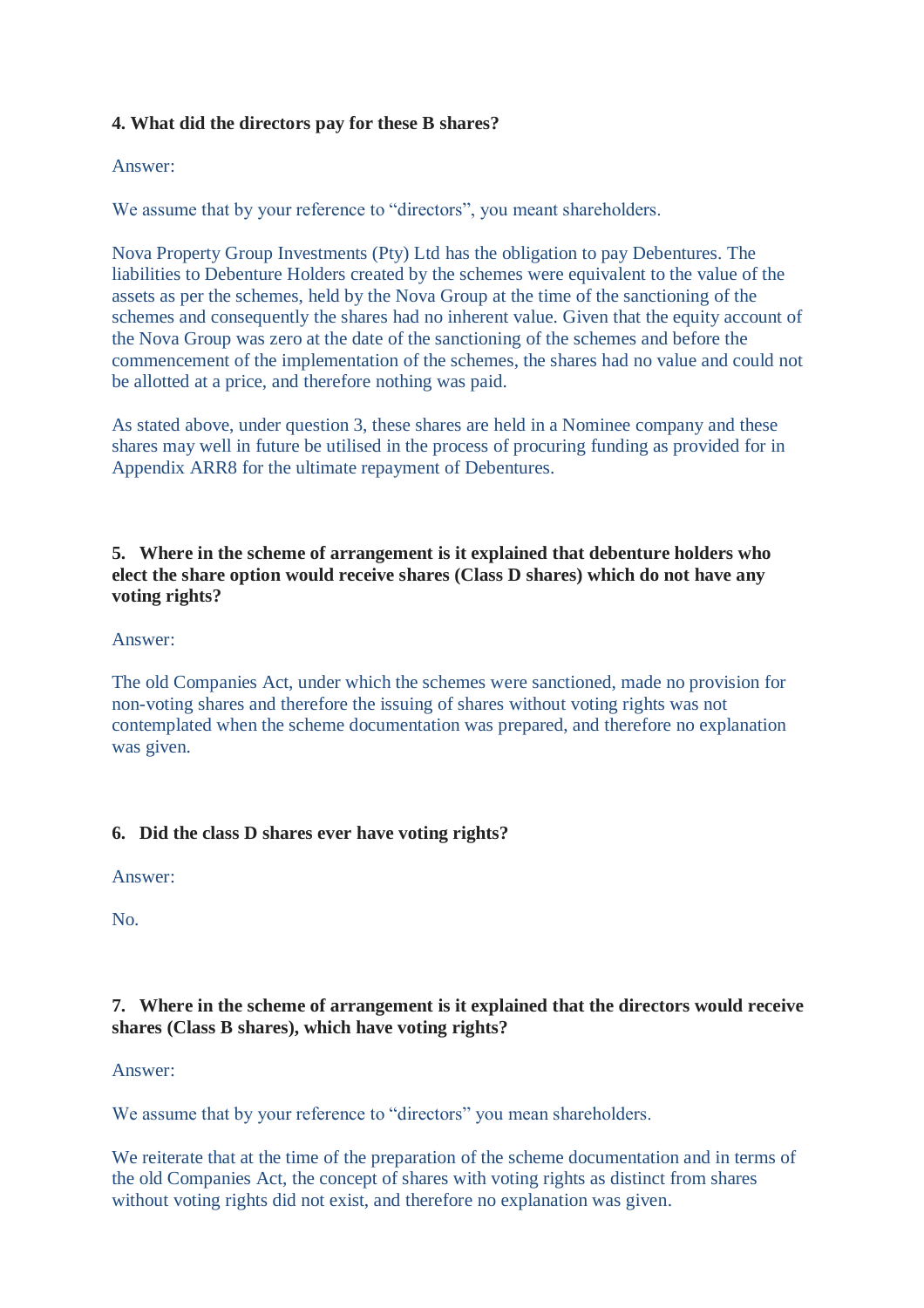**4. What did the directors pay for these B shares?**

Answer:

We assume that by your reference to "directors", you meant shareholders.

Nova Property Group Investments (Pty) Ltd has the obligation to pay Debentures. The liabilities to Debenture Holders created by the schemes were equivalent to the value of the assets as per the schemes, held by the Nova Group at the time of the sanctioning of the schemes and consequently the shares had no inherent value. Given that the equity account of the Nova Group was zero at the date of the sanctioning of the schemes and before the commencement of the implementation of the schemes, the shares had no value and could not be allotted at a price, and therefore nothing was paid.

As stated above, under question 3, these shares are held in a Nominee company and these shares may well in future be utilised in the process of procuring funding as provided for in Appendix ARR8 for the ultimate repayment of Debentures.

**5. Where in the scheme of arrangement is it explained that debenture holders who elect the share option would receive shares (Class D shares) which do not have any voting rights?**

Answer:

The old Companies Act, under which the schemes were sanctioned, made no provision for non-voting shares and therefore the issuing of shares without voting rights was not contemplated when the scheme documentation was prepared, and therefore no explanation was given.

**6. Did the class D shares ever have voting rights?**

Answer:

No.

**7. Where in the scheme of arrangement is it explained that the directors would receive shares (Class B shares), which have voting rights?**

Answer:

We assume that by your reference to "directors" you mean shareholders.

We reiterate that at the time of the preparation of the scheme documentation and in terms of the old Companies Act, the concept of shares with voting rights as distinct from shares without voting rights did not exist, and therefore no explanation was given.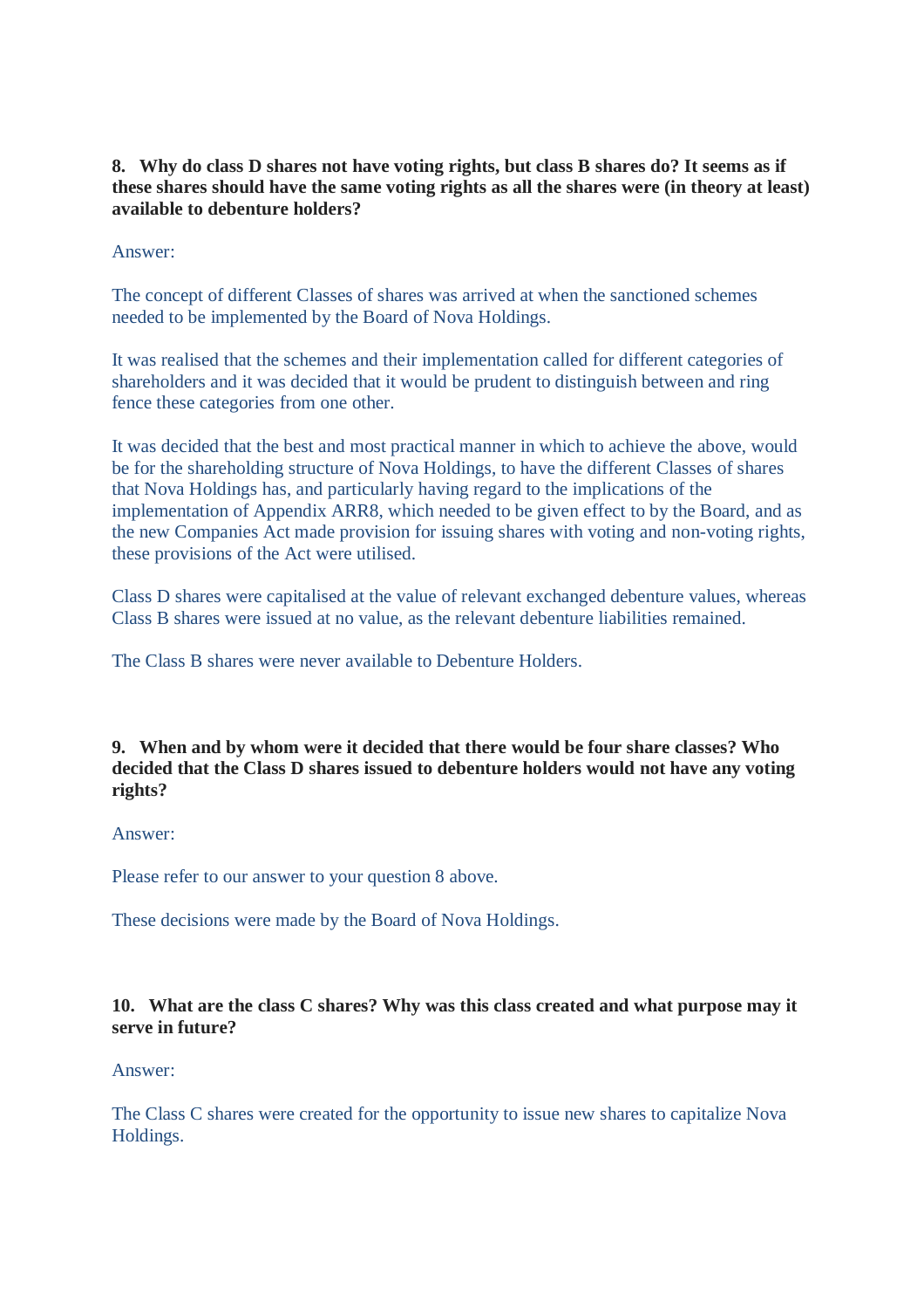**8. Why do class D shares not have voting rights, but class B shares do? It seems as if these shares should have the same voting rights as all the shares were (in theory at least) available to debenture holders?**

Answer:

The concept of different Classes of shares was arrived at when the sanctioned schemes needed to be implemented by the Board of Nova Holdings.

It was realised that the schemes and their implementation called for different categories of shareholders and it was decided that it would be prudent to distinguish between and ring fence these categories from one other.

It was decided that the best and most practical manner in which to achieve the above, would be for the shareholding structure of Nova Holdings, to have the different Classes of shares that Nova Holdings has, and particularly having regard to the implications of the implementation of Appendix ARR8, which needed to be given effect to by the Board, and as the new Companies Act made provision for issuing shares with voting and non-voting rights, these provisions of the Act were utilised.

Class D shares were capitalised at the value of relevant exchanged debenture values, whereas Class B shares were issued at no value, as the relevant debenture liabilities remained.

The Class B shares were never available to Debenture Holders.

**9. When and by whom were it decided that there would be four share classes? Who decided that the Class D shares issued to debenture holders would not have any voting rights?**

Answer:

Please refer to our answer to your question 8 above.

These decisions were made by the Board of Nova Holdings.

**10. What are the class C shares? Why was this class created and what purpose may it serve in future?**

Answer:

The Class C shares were created for the opportunity to issue new shares to capitalize Nova Holdings.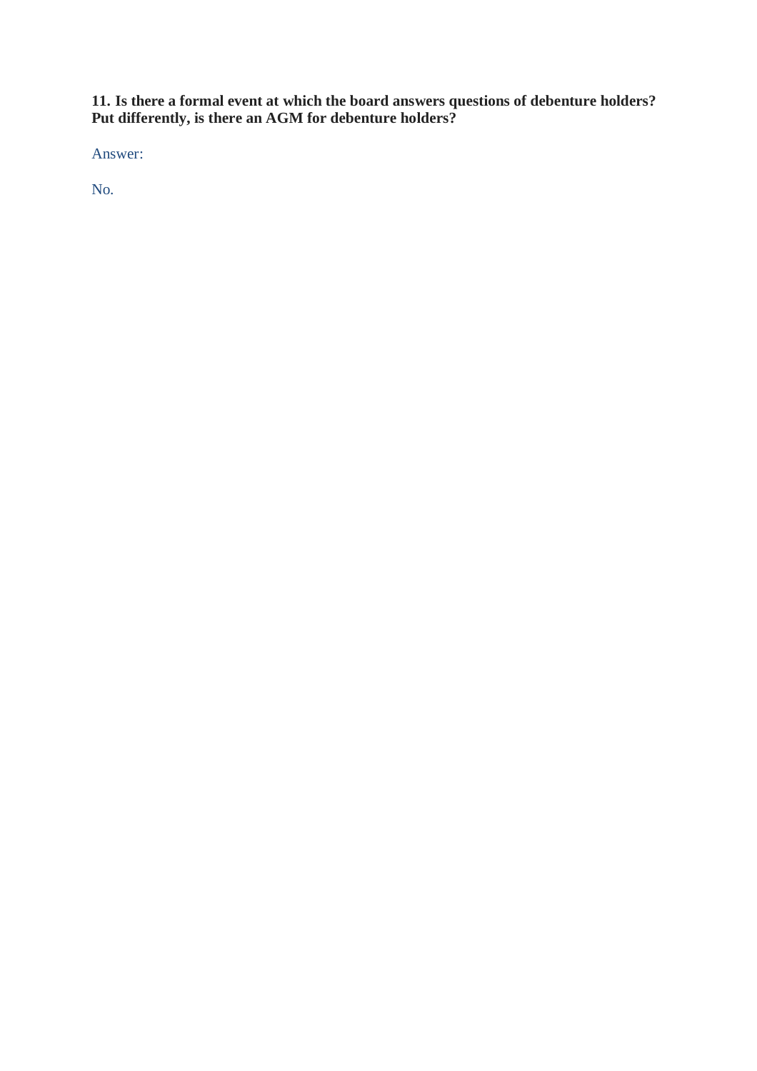**11. Is there a formal event at which the board answers questions of debenture holders? Put differently, is there an AGM for debenture holders?**

Answer:

No.